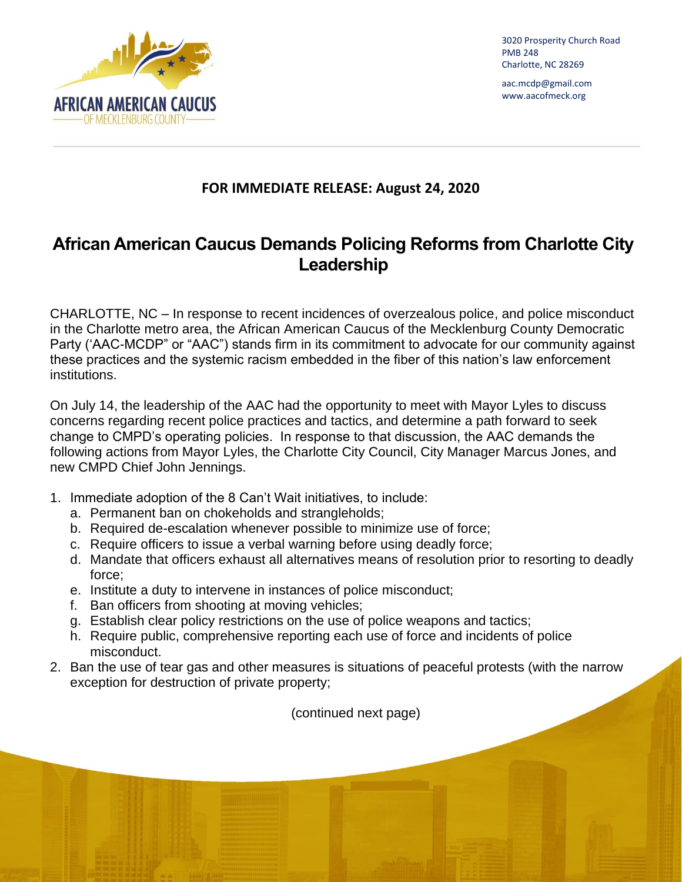AFRICAN AMERICAN CAUCUS
OF MECKLENBURG COUNTY

3020 Prosperity Church Road
PMB 248
Charlotte, NC 28269

aac.mcdp@gmail.com
www.aacofmeck.org

**FOR IMMEDIATE RELEASE: August 24, 2020**

# African American Caucus Demands Policing Reforms from Charlotte City Leadership

CHARLOTTE, NC – In response to recent incidences of overzealous police, and police misconduct in the Charlotte metro area, the African American Caucus of the Mecklenburg County Democratic Party ('AAC-MCDP" or "AAC") stands firm in its commitment to advocate for our community against these practices and the systemic racism embedded in the fiber of this nation's law enforcement institutions.

On July 14, the leadership of the AAC had the opportunity to meet with Mayor Lyles to discuss concerns regarding recent police practices and tactics, and determine a path forward to seek change to CMPD's operating policies. In response to that discussion, the AAC demands the following actions from Mayor Lyles, the Charlotte City Council, City Manager Marcus Jones, and new CMPD Chief John Jennings.

1. Immediate adoption of the 8 Can't Wait initiatives, to include:
   a. Permanent ban on chokeholds and strangleholds;
   b. Required de-escalation whenever possible to minimize use of force;
   c. Require officers to issue a verbal warning before using deadly force;
   d. Mandate that officers exhaust all alternatives means of resolution prior to resorting to deadly force;
   e. Institute a duty to intervene in instances of police misconduct;
   f. Ban officers from shooting at moving vehicles;
   g. Establish clear policy restrictions on the use of police weapons and tactics;
   h. Require public, comprehensive reporting each use of force and incidents of police misconduct.
2. Ban the use of tear gas and other measures is situations of peaceful protests (with the narrow exception for destruction of private property;

(continued next page)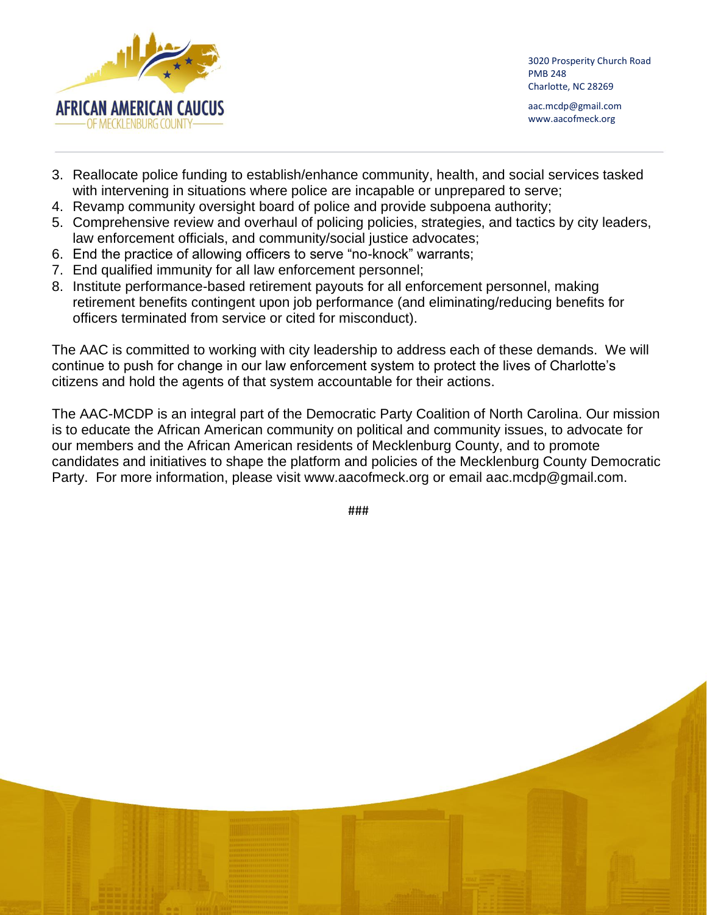3. Reallocate police funding to establish/enhance community, health, and social services tasked with intervening in situations where police are incapable or unprepared to serve;
4. Revamp community oversight board of police and provide subpoena authority;
5. Comprehensive review and overhaul of policing policies, strategies, and tactics by city leaders, law enforcement officials, and community/social justice advocates;
6. End the practice of allowing officers to serve "no-knock" warrants;
7. End qualified immunity for all law enforcement personnel;
8. Institute performance-based retirement payouts for all enforcement personnel, making retirement benefits contingent upon job performance (and eliminating/reducing benefits for officers terminated from service or cited for misconduct).

The AAC is committed to working with city leadership to address each of these demands. We will continue to push for change in our law enforcement system to protect the lives of Charlotte's citizens and hold the agents of that system accountable for their actions.

The AAC-MCDP is an integral part of the Democratic Party Coalition of North Carolina. Our mission is to educate the African American community on political and community issues, to advocate for our members and the African American residents of Mecklenburg County, and to promote candidates and initiatives to shape the platform and policies of the Mecklenburg County Democratic Party. For more information, please visit www.aacofmeck.org or email aac.mcdp@gmail.com.

###